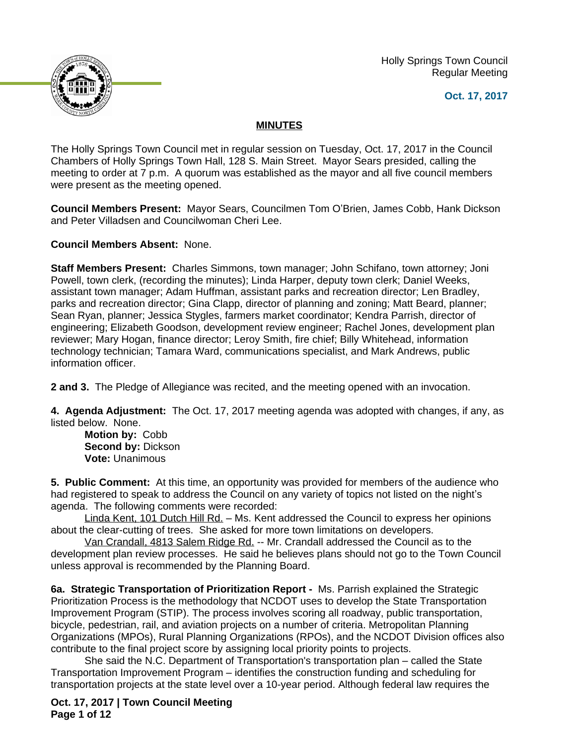Holly Springs Town Council
Regular Meeting

**Oct. 17, 2017**

## MINUTES

The Holly Springs Town Council met in regular session on Tuesday, Oct. 17, 2017 in the Council Chambers of Holly Springs Town Hall, 128 S. Main Street. Mayor Sears presided, calling the meeting to order at 7 p.m. A quorum was established as the mayor and all five council members were present as the meeting opened.

**Council Members Present:** Mayor Sears, Councilmen Tom O'Brien, James Cobb, Hank Dickson and Peter Villadsen and Councilwoman Cheri Lee.

**Council Members Absent:** None.

**Staff Members Present:** Charles Simmons, town manager; John Schifano, town attorney; Joni Powell, town clerk, (recording the minutes); Linda Harper, deputy town clerk; Daniel Weeks, assistant town manager; Adam Huffman, assistant parks and recreation director; Len Bradley, parks and recreation director; Gina Clapp, director of planning and zoning; Matt Beard, planner; Sean Ryan, planner; Jessica Stygles, farmers market coordinator; Kendra Parrish, director of engineering; Elizabeth Goodson, development review engineer; Rachel Jones, development plan reviewer; Mary Hogan, finance director; Leroy Smith, fire chief; Billy Whitehead, information technology technician; Tamara Ward, communications specialist, and Mark Andrews, public information officer.

**2 and 3.** The Pledge of Allegiance was recited, and the meeting opened with an invocation.

**4. Agenda Adjustment:** The Oct. 17, 2017 meeting agenda was adopted with changes, if any, as listed below. None.

**Motion by:** Cobb
**Second by:** Dickson
**Vote:** Unanimous

**5. Public Comment:** At this time, an opportunity was provided for members of the audience who had registered to speak to address the Council on any variety of topics not listed on the night's agenda. The following comments were recorded:

Linda Kent, 101 Dutch Hill Rd. – Ms. Kent addressed the Council to express her opinions about the clear-cutting of trees. She asked for more town limitations on developers.

Van Crandall, 4813 Salem Ridge Rd. -- Mr. Crandall addressed the Council as to the development plan review processes. He said he believes plans should not go to the Town Council unless approval is recommended by the Planning Board.

**6a. Strategic Transportation of Prioritization Report -** Ms. Parrish explained the Strategic Prioritization Process is the methodology that NCDOT uses to develop the State Transportation Improvement Program (STIP). The process involves scoring all roadway, public transportation, bicycle, pedestrian, rail, and aviation projects on a number of criteria. Metropolitan Planning Organizations (MPOs), Rural Planning Organizations (RPOs), and the NCDOT Division offices also contribute to the final project score by assigning local priority points to projects.

She said the N.C. Department of Transportation's transportation plan – called the State Transportation Improvement Program – identifies the construction funding and scheduling for transportation projects at the state level over a 10-year period. Although federal law requires the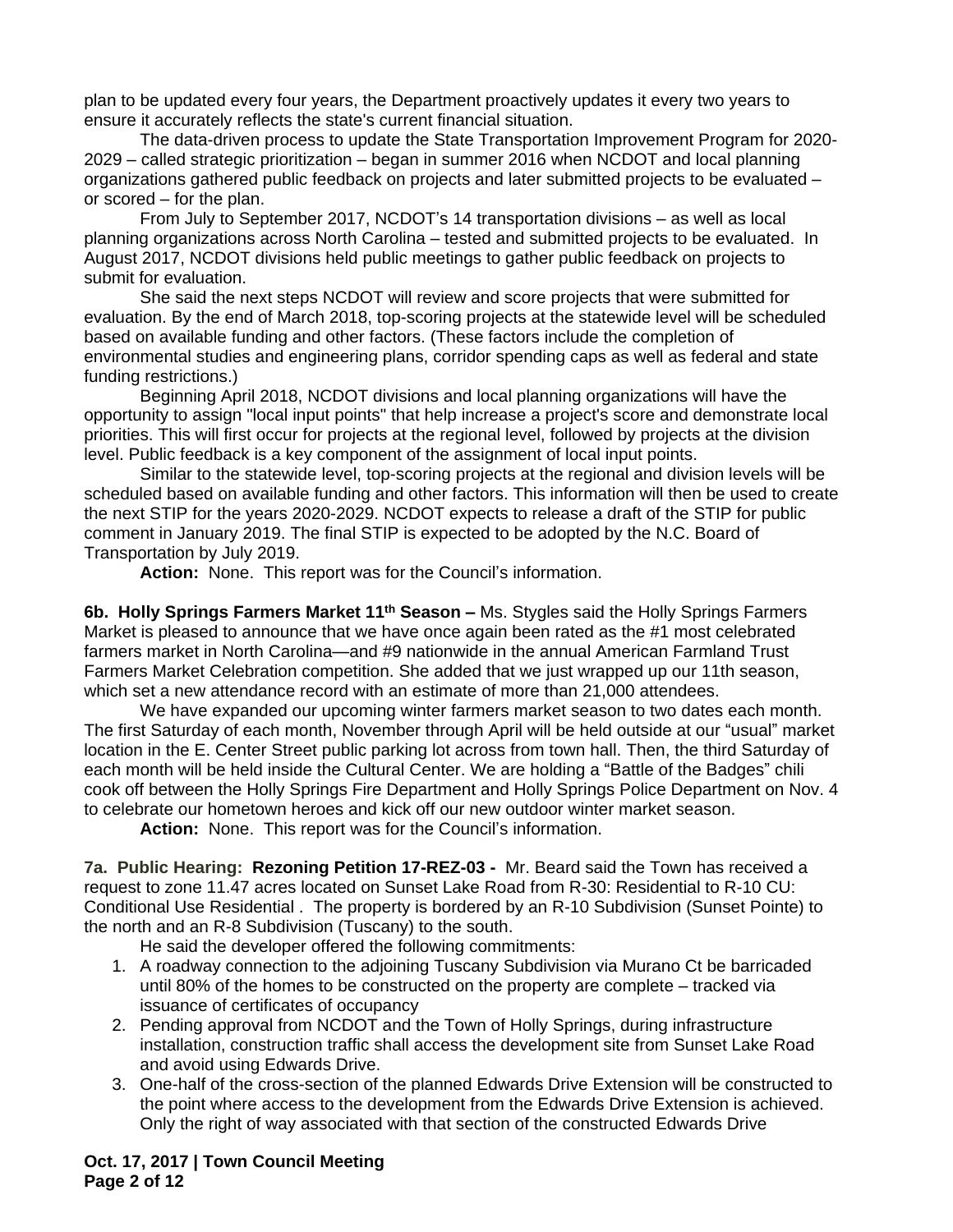plan to be updated every four years, the Department proactively updates it every two years to ensure it accurately reflects the state's current financial situation.

The data-driven process to update the State Transportation Improvement Program for 2020-2029 – called strategic prioritization – began in summer 2016 when NCDOT and local planning organizations gathered public feedback on projects and later submitted projects to be evaluated – or scored – for the plan.

From July to September 2017, NCDOT's 14 transportation divisions – as well as local planning organizations across North Carolina – tested and submitted projects to be evaluated. In August 2017, NCDOT divisions held public meetings to gather public feedback on projects to submit for evaluation.

She said the next steps NCDOT will review and score projects that were submitted for evaluation. By the end of March 2018, top-scoring projects at the statewide level will be scheduled based on available funding and other factors. (These factors include the completion of environmental studies and engineering plans, corridor spending caps as well as federal and state funding restrictions.)

Beginning April 2018, NCDOT divisions and local planning organizations will have the opportunity to assign "local input points" that help increase a project's score and demonstrate local priorities. This will first occur for projects at the regional level, followed by projects at the division level. Public feedback is a key component of the assignment of local input points.

Similar to the statewide level, top-scoring projects at the regional and division levels will be scheduled based on available funding and other factors. This information will then be used to create the next STIP for the years 2020-2029. NCDOT expects to release a draft of the STIP for public comment in January 2019. The final STIP is expected to be adopted by the N.C. Board of Transportation by July 2019.

**Action:** None. This report was for the Council's information.

**6b. Holly Springs Farmers Market 11th Season –** Ms. Stygles said the Holly Springs Farmers Market is pleased to announce that we have once again been rated as the #1 most celebrated farmers market in North Carolina—and #9 nationwide in the annual American Farmland Trust Farmers Market Celebration competition. She added that we just wrapped up our 11th season, which set a new attendance record with an estimate of more than 21,000 attendees.

We have expanded our upcoming winter farmers market season to two dates each month. The first Saturday of each month, November through April will be held outside at our "usual" market location in the E. Center Street public parking lot across from town hall. Then, the third Saturday of each month will be held inside the Cultural Center. We are holding a "Battle of the Badges" chili cook off between the Holly Springs Fire Department and Holly Springs Police Department on Nov. 4 to celebrate our hometown heroes and kick off our new outdoor winter market season.

**Action:** None. This report was for the Council's information.

**7a. Public Hearing: Rezoning Petition 17-REZ-03 -** Mr. Beard said the Town has received a request to zone 11.47 acres located on Sunset Lake Road from R-30: Residential to R-10 CU: Conditional Use Residential . The property is bordered by an R-10 Subdivision (Sunset Pointe) to the north and an R-8 Subdivision (Tuscany) to the south.

He said the developer offered the following commitments:

1. A roadway connection to the adjoining Tuscany Subdivision via Murano Ct be barricaded until 80% of the homes to be constructed on the property are complete – tracked via issuance of certificates of occupancy
2. Pending approval from NCDOT and the Town of Holly Springs, during infrastructure installation, construction traffic shall access the development site from Sunset Lake Road and avoid using Edwards Drive.
3. One-half of the cross-section of the planned Edwards Drive Extension will be constructed to the point where access to the development from the Edwards Drive Extension is achieved. Only the right of way associated with that section of the constructed Edwards Drive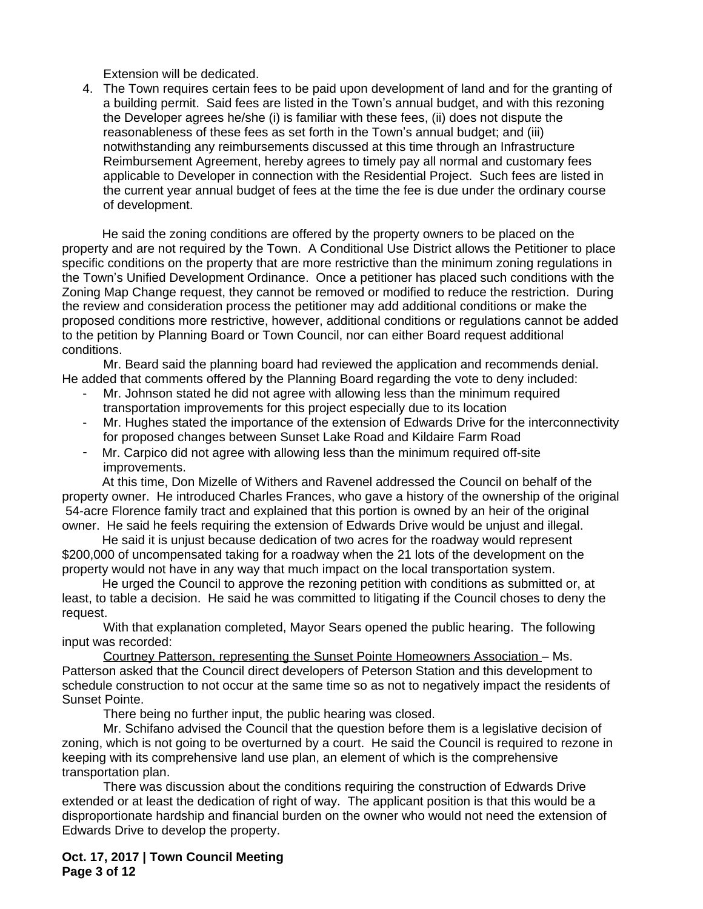Extension will be dedicated.

4. The Town requires certain fees to be paid upon development of land and for the granting of a building permit. Said fees are listed in the Town's annual budget, and with this rezoning the Developer agrees he/she (i) is familiar with these fees, (ii) does not dispute the reasonableness of these fees as set forth in the Town's annual budget; and (iii) notwithstanding any reimbursements discussed at this time through an Infrastructure Reimbursement Agreement, hereby agrees to timely pay all normal and customary fees applicable to Developer in connection with the Residential Project. Such fees are listed in the current year annual budget of fees at the time the fee is due under the ordinary course of development.

He said the zoning conditions are offered by the property owners to be placed on the property and are not required by the Town. A Conditional Use District allows the Petitioner to place specific conditions on the property that are more restrictive than the minimum zoning regulations in the Town's Unified Development Ordinance. Once a petitioner has placed such conditions with the Zoning Map Change request, they cannot be removed or modified to reduce the restriction. During the review and consideration process the petitioner may add additional conditions or make the proposed conditions more restrictive, however, additional conditions or regulations cannot be added to the petition by Planning Board or Town Council, nor can either Board request additional conditions.

Mr. Beard said the planning board had reviewed the application and recommends denial. He added that comments offered by the Planning Board regarding the vote to deny included:

- Mr. Johnson stated he did not agree with allowing less than the minimum required transportation improvements for this project especially due to its location
- Mr. Hughes stated the importance of the extension of Edwards Drive for the interconnectivity for proposed changes between Sunset Lake Road and Kildaire Farm Road
- Mr. Carpico did not agree with allowing less than the minimum required off-site improvements.

At this time, Don Mizelle of Withers and Ravenel addressed the Council on behalf of the property owner. He introduced Charles Frances, who gave a history of the ownership of the original 54-acre Florence family tract and explained that this portion is owned by an heir of the original owner. He said he feels requiring the extension of Edwards Drive would be unjust and illegal.

He said it is unjust because dedication of two acres for the roadway would represent $200,000 of uncompensated taking for a roadway when the 21 lots of the development on the property would not have in any way that much impact on the local transportation system.

He urged the Council to approve the rezoning petition with conditions as submitted or, at least, to table a decision. He said he was committed to litigating if the Council choses to deny the request.

With that explanation completed, Mayor Sears opened the public hearing. The following input was recorded:

Courtney Patterson, representing the Sunset Pointe Homeowners Association – Ms. Patterson asked that the Council direct developers of Peterson Station and this development to schedule construction to not occur at the same time so as not to negatively impact the residents of Sunset Pointe.

There being no further input, the public hearing was closed.

Mr. Schifano advised the Council that the question before them is a legislative decision of zoning, which is not going to be overturned by a court. He said the Council is required to rezone in keeping with its comprehensive land use plan, an element of which is the comprehensive transportation plan.

There was discussion about the conditions requiring the construction of Edwards Drive extended or at least the dedication of right of way. The applicant position is that this would be a disproportionate hardship and financial burden on the owner who would not need the extension of Edwards Drive to develop the property.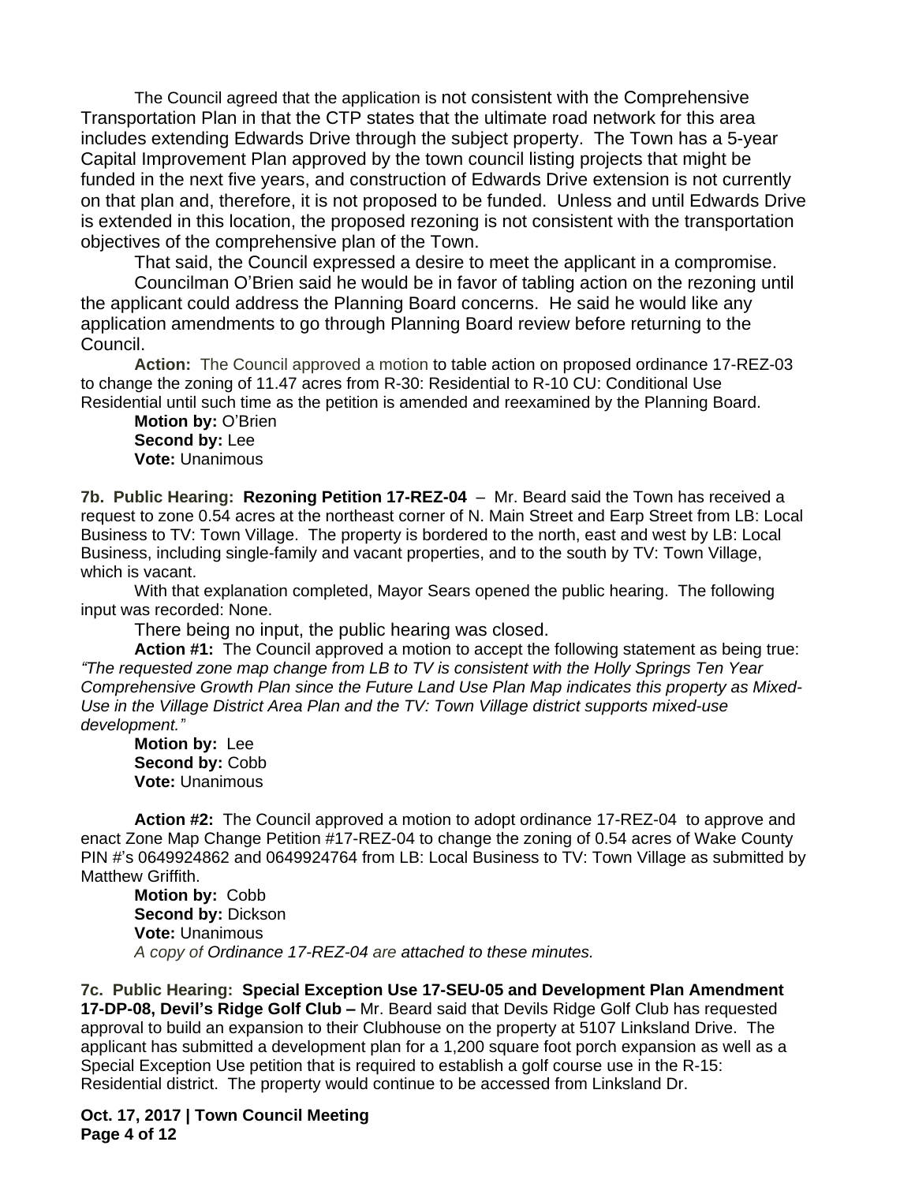The Council agreed that the application is not consistent with the Comprehensive Transportation Plan in that the CTP states that the ultimate road network for this area includes extending Edwards Drive through the subject property. The Town has a 5-year Capital Improvement Plan approved by the town council listing projects that might be funded in the next five years, and construction of Edwards Drive extension is not currently on that plan and, therefore, it is not proposed to be funded. Unless and until Edwards Drive is extended in this location, the proposed rezoning is not consistent with the transportation objectives of the comprehensive plan of the Town.

That said, the Council expressed a desire to meet the applicant in a compromise.

Councilman O'Brien said he would be in favor of tabling action on the rezoning until the applicant could address the Planning Board concerns. He said he would like any application amendments to go through Planning Board review before returning to the Council.

**Action:** The Council approved a motion to table action on proposed ordinance 17-REZ-03 to change the zoning of 11.47 acres from R-30: Residential to R-10 CU: Conditional Use Residential until such time as the petition is amended and reexamined by the Planning Board.

**Motion by:** O'Brien
**Second by:** Lee
**Vote:** Unanimous

**7b. Public Hearing: Rezoning Petition 17-REZ-04** – Mr. Beard said the Town has received a request to zone 0.54 acres at the northeast corner of N. Main Street and Earp Street from LB: Local Business to TV: Town Village. The property is bordered to the north, east and west by LB: Local Business, including single-family and vacant properties, and to the south by TV: Town Village, which is vacant.

With that explanation completed, Mayor Sears opened the public hearing. The following input was recorded: None.

There being no input, the public hearing was closed.

**Action #1:** The Council approved a motion to accept the following statement as being true: *"The requested zone map change from LB to TV is consistent with the Holly Springs Ten Year Comprehensive Growth Plan since the Future Land Use Plan Map indicates this property as Mixed-Use in the Village District Area Plan and the TV: Town Village district supports mixed-use development."*

**Motion by:** Lee
**Second by:** Cobb
**Vote:** Unanimous

**Action #2:** The Council approved a motion to adopt ordinance 17-REZ-04 to approve and enact Zone Map Change Petition #17-REZ-04 to change the zoning of 0.54 acres of Wake County PIN #'s 0649924862 and 0649924764 from LB: Local Business to TV: Town Village as submitted by Matthew Griffith.

**Motion by:** Cobb
**Second by:** Dickson
**Vote:** Unanimous
*A copy of Ordinance 17-REZ-04 are attached to these minutes.*

**7c. Public Hearing: Special Exception Use 17-SEU-05 and Development Plan Amendment 17-DP-08, Devil's Ridge Golf Club –** Mr. Beard said that Devils Ridge Golf Club has requested approval to build an expansion to their Clubhouse on the property at 5107 Linksland Drive. The applicant has submitted a development plan for a 1,200 square foot porch expansion as well as a Special Exception Use petition that is required to establish a golf course use in the R-15: Residential district. The property would continue to be accessed from Linksland Dr.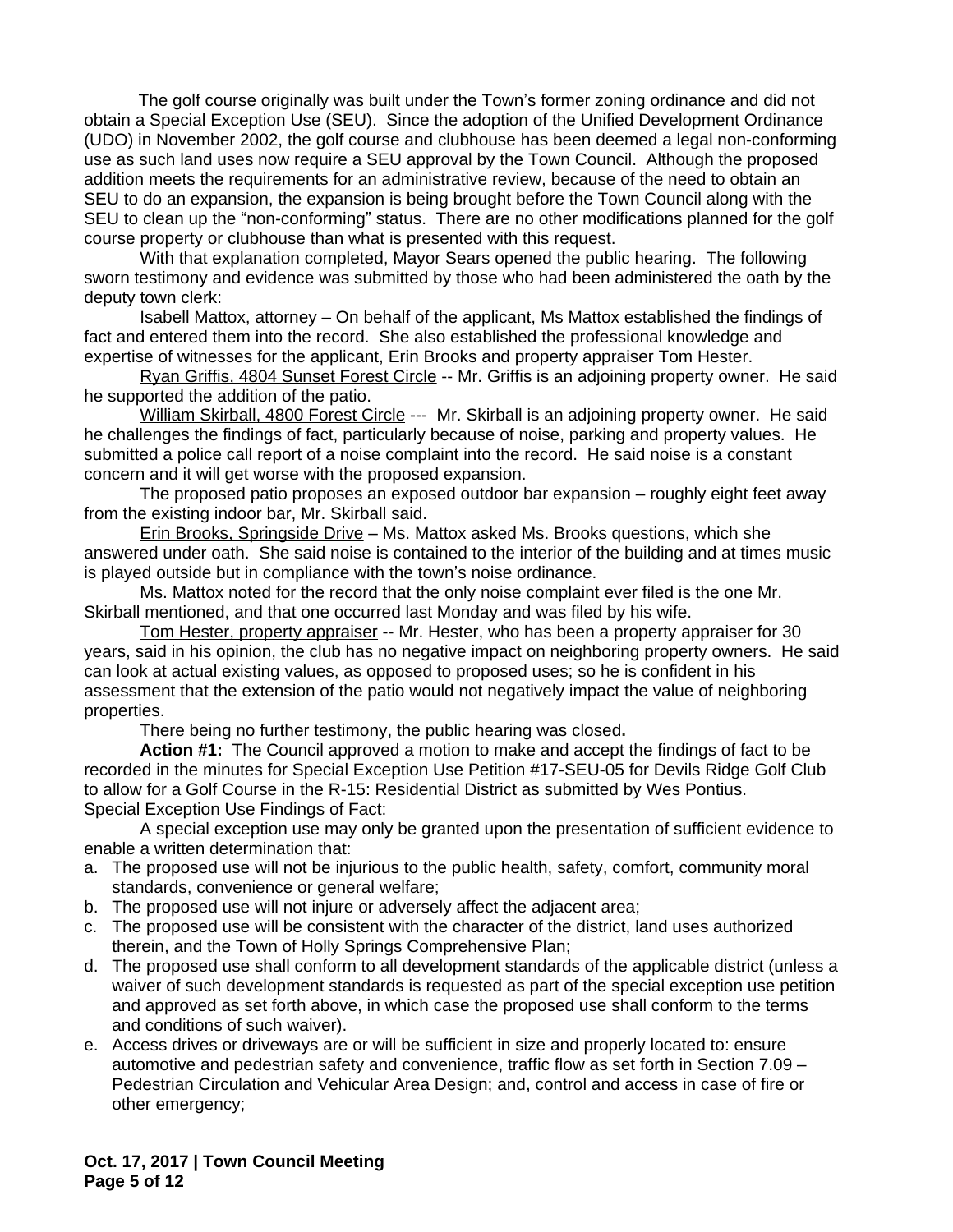The golf course originally was built under the Town's former zoning ordinance and did not obtain a Special Exception Use (SEU). Since the adoption of the Unified Development Ordinance (UDO) in November 2002, the golf course and clubhouse has been deemed a legal non-conforming use as such land uses now require a SEU approval by the Town Council. Although the proposed addition meets the requirements for an administrative review, because of the need to obtain an SEU to do an expansion, the expansion is being brought before the Town Council along with the SEU to clean up the "non-conforming" status. There are no other modifications planned for the golf course property or clubhouse than what is presented with this request.

With that explanation completed, Mayor Sears opened the public hearing. The following sworn testimony and evidence was submitted by those who had been administered the oath by the deputy town clerk:

Isabell Mattox, attorney – On behalf of the applicant, Ms Mattox established the findings of fact and entered them into the record. She also established the professional knowledge and expertise of witnesses for the applicant, Erin Brooks and property appraiser Tom Hester.

Ryan Griffis, 4804 Sunset Forest Circle -- Mr. Griffis is an adjoining property owner. He said he supported the addition of the patio.

William Skirball, 4800 Forest Circle --- Mr. Skirball is an adjoining property owner. He said he challenges the findings of fact, particularly because of noise, parking and property values. He submitted a police call report of a noise complaint into the record. He said noise is a constant concern and it will get worse with the proposed expansion.

The proposed patio proposes an exposed outdoor bar expansion – roughly eight feet away from the existing indoor bar, Mr. Skirball said.

Erin Brooks, Springside Drive – Ms. Mattox asked Ms. Brooks questions, which she answered under oath. She said noise is contained to the interior of the building and at times music is played outside but in compliance with the town's noise ordinance.

Ms. Mattox noted for the record that the only noise complaint ever filed is the one Mr. Skirball mentioned, and that one occurred last Monday and was filed by his wife.

Tom Hester, property appraiser -- Mr. Hester, who has been a property appraiser for 30 years, said in his opinion, the club has no negative impact on neighboring property owners. He said can look at actual existing values, as opposed to proposed uses; so he is confident in his assessment that the extension of the patio would not negatively impact the value of neighboring properties.

There being no further testimony, the public hearing was closed**.**

**Action #1:** The Council approved a motion to make and accept the findings of fact to be recorded in the minutes for Special Exception Use Petition #17-SEU-05 for Devils Ridge Golf Club to allow for a Golf Course in the R-15: Residential District as submitted by Wes Pontius.

Special Exception Use Findings of Fact:

A special exception use may only be granted upon the presentation of sufficient evidence to enable a written determination that:

a. The proposed use will not be injurious to the public health, safety, comfort, community moral standards, convenience or general welfare;
b. The proposed use will not injure or adversely affect the adjacent area;
c. The proposed use will be consistent with the character of the district, land uses authorized therein, and the Town of Holly Springs Comprehensive Plan;
d. The proposed use shall conform to all development standards of the applicable district (unless a waiver of such development standards is requested as part of the special exception use petition and approved as set forth above, in which case the proposed use shall conform to the terms and conditions of such waiver).
e. Access drives or driveways are or will be sufficient in size and properly located to: ensure automotive and pedestrian safety and convenience, traffic flow as set forth in Section 7.09 – Pedestrian Circulation and Vehicular Area Design; and, control and access in case of fire or other emergency;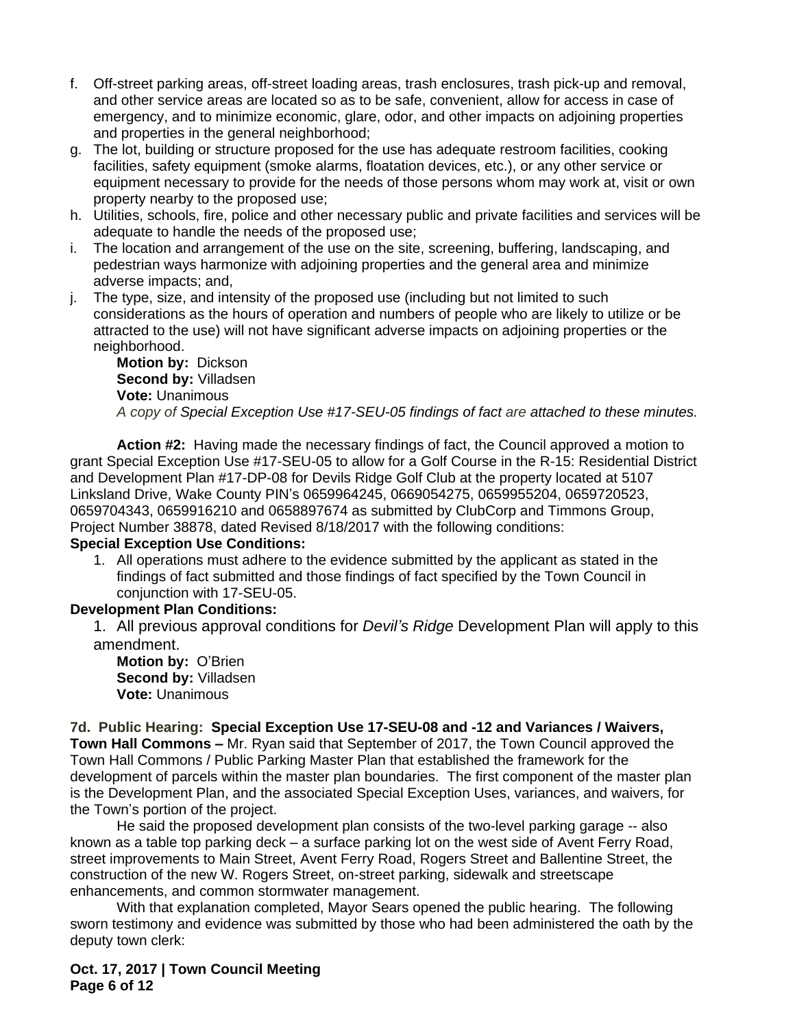f. Off-street parking areas, off-street loading areas, trash enclosures, trash pick-up and removal, and other service areas are located so as to be safe, convenient, allow for access in case of emergency, and to minimize economic, glare, odor, and other impacts on adjoining properties and properties in the general neighborhood;
g. The lot, building or structure proposed for the use has adequate restroom facilities, cooking facilities, safety equipment (smoke alarms, floatation devices, etc.), or any other service or equipment necessary to provide for the needs of those persons whom may work at, visit or own property nearby to the proposed use;
h. Utilities, schools, fire, police and other necessary public and private facilities and services will be adequate to handle the needs of the proposed use;
i. The location and arrangement of the use on the site, screening, buffering, landscaping, and pedestrian ways harmonize with adjoining properties and the general area and minimize adverse impacts; and,
j. The type, size, and intensity of the proposed use (including but not limited to such considerations as the hours of operation and numbers of people who are likely to utilize or be attracted to the use) will not have significant adverse impacts on adjoining properties or the neighborhood.

**Motion by:** Dickson
**Second by:** Villadsen
**Vote:** Unanimous
*A copy of Special Exception Use #17-SEU-05 findings of fact are attached to these minutes.*

**Action #2:** Having made the necessary findings of fact, the Council approved a motion to grant Special Exception Use #17-SEU-05 to allow for a Golf Course in the R-15: Residential District and Development Plan #17-DP-08 for Devils Ridge Golf Club at the property located at 5107 Linksland Drive, Wake County PIN's 0659964245, 0669054275, 0659955204, 0659720523, 0659704343, 0659916210 and 0658897674 as submitted by ClubCorp and Timmons Group, Project Number 38878, dated Revised 8/18/2017 with the following conditions:

**Special Exception Use Conditions:**

1. All operations must adhere to the evidence submitted by the applicant as stated in the findings of fact submitted and those findings of fact specified by the Town Council in conjunction with 17-SEU-05.

**Development Plan Conditions:**

1. All previous approval conditions for *Devil's Ridge* Development Plan will apply to this amendment.

**Motion by:** O'Brien
**Second by:** Villadsen
**Vote:** Unanimous

**7d. Public Hearing: Special Exception Use 17-SEU-08 and -12 and Variances / Waivers, Town Hall Commons –** Mr. Ryan said that September of 2017, the Town Council approved the Town Hall Commons / Public Parking Master Plan that established the framework for the development of parcels within the master plan boundaries. The first component of the master plan is the Development Plan, and the associated Special Exception Uses, variances, and waivers, for the Town's portion of the project.

He said the proposed development plan consists of the two-level parking garage -- also known as a table top parking deck – a surface parking lot on the west side of Avent Ferry Road, street improvements to Main Street, Avent Ferry Road, Rogers Street and Ballentine Street, the construction of the new W. Rogers Street, on-street parking, sidewalk and streetscape enhancements, and common stormwater management.

With that explanation completed, Mayor Sears opened the public hearing. The following sworn testimony and evidence was submitted by those who had been administered the oath by the deputy town clerk: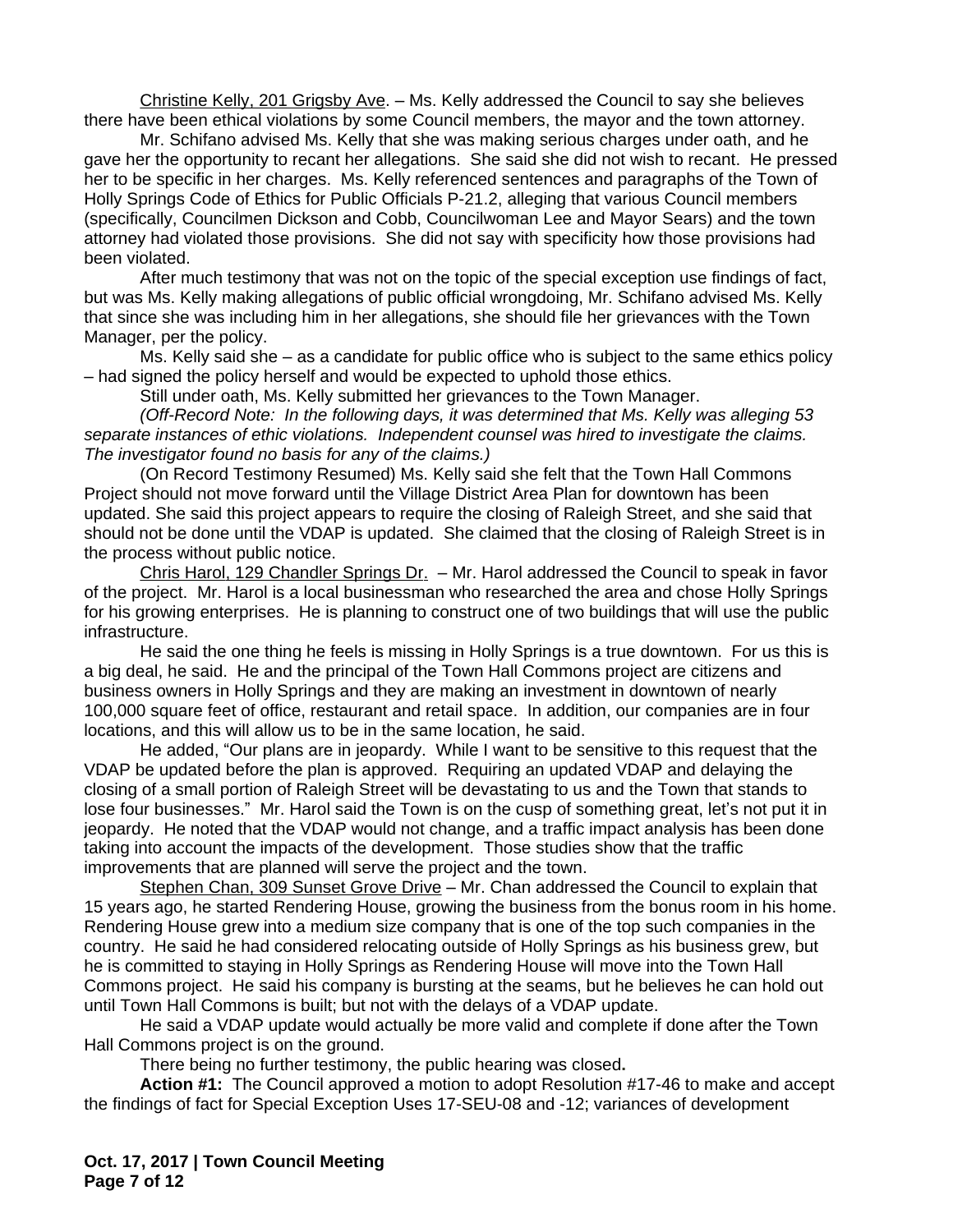<u>Christine Kelly, 201 Grigsby Ave</u>. – Ms. Kelly addressed the Council to say she believes there have been ethical violations by some Council members, the mayor and the town attorney.

Mr. Schifano advised Ms. Kelly that she was making serious charges under oath, and he gave her the opportunity to recant her allegations. She said she did not wish to recant. He pressed her to be specific in her charges. Ms. Kelly referenced sentences and paragraphs of the Town of Holly Springs Code of Ethics for Public Officials P-21.2, alleging that various Council members (specifically, Councilmen Dickson and Cobb, Councilwoman Lee and Mayor Sears) and the town attorney had violated those provisions. She did not say with specificity how those provisions had been violated.

After much testimony that was not on the topic of the special exception use findings of fact, but was Ms. Kelly making allegations of public official wrongdoing, Mr. Schifano advised Ms. Kelly that since she was including him in her allegations, she should file her grievances with the Town Manager, per the policy.

Ms. Kelly said she – as a candidate for public office who is subject to the same ethics policy – had signed the policy herself and would be expected to uphold those ethics.

Still under oath, Ms. Kelly submitted her grievances to the Town Manager.

*(Off-Record Note: In the following days, it was determined that Ms. Kelly was alleging 53 separate instances of ethic violations. Independent counsel was hired to investigate the claims. The investigator found no basis for any of the claims.)*

(On Record Testimony Resumed) Ms. Kelly said she felt that the Town Hall Commons Project should not move forward until the Village District Area Plan for downtown has been updated. She said this project appears to require the closing of Raleigh Street, and she said that should not be done until the VDAP is updated. She claimed that the closing of Raleigh Street is in the process without public notice.

<u>Chris Harol, 129 Chandler Springs Dr.</u> – Mr. Harol addressed the Council to speak in favor of the project. Mr. Harol is a local businessman who researched the area and chose Holly Springs for his growing enterprises. He is planning to construct one of two buildings that will use the public infrastructure.

He said the one thing he feels is missing in Holly Springs is a true downtown. For us this is a big deal, he said. He and the principal of the Town Hall Commons project are citizens and business owners in Holly Springs and they are making an investment in downtown of nearly 100,000 square feet of office, restaurant and retail space. In addition, our companies are in four locations, and this will allow us to be in the same location, he said.

He added, "Our plans are in jeopardy. While I want to be sensitive to this request that the VDAP be updated before the plan is approved. Requiring an updated VDAP and delaying the closing of a small portion of Raleigh Street will be devastating to us and the Town that stands to lose four businesses." Mr. Harol said the Town is on the cusp of something great, let's not put it in jeopardy. He noted that the VDAP would not change, and a traffic impact analysis has been done taking into account the impacts of the development. Those studies show that the traffic improvements that are planned will serve the project and the town.

<u>Stephen Chan, 309 Sunset Grove Drive</u> – Mr. Chan addressed the Council to explain that 15 years ago, he started Rendering House, growing the business from the bonus room in his home. Rendering House grew into a medium size company that is one of the top such companies in the country. He said he had considered relocating outside of Holly Springs as his business grew, but he is committed to staying in Holly Springs as Rendering House will move into the Town Hall Commons project. He said his company is bursting at the seams, but he believes he can hold out until Town Hall Commons is built; but not with the delays of a VDAP update.

He said a VDAP update would actually be more valid and complete if done after the Town Hall Commons project is on the ground.

There being no further testimony, the public hearing was closed**.**

**Action #1:** The Council approved a motion to adopt Resolution #17-46 to make and accept the findings of fact for Special Exception Uses 17-SEU-08 and -12; variances of development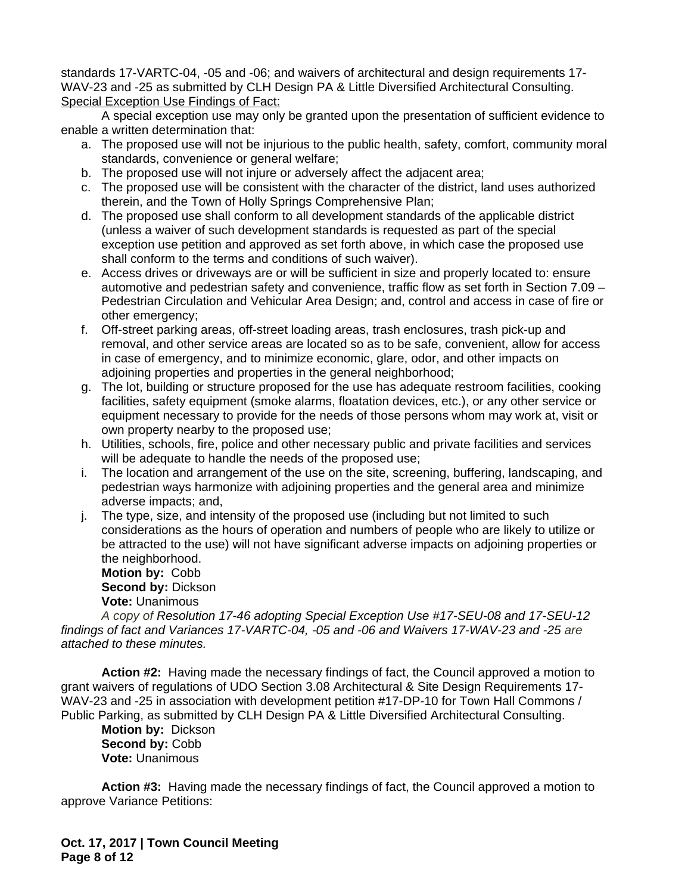standards 17-VARTC-04, -05 and -06; and waivers of architectural and design requirements 17-WAV-23 and -25 as submitted by CLH Design PA & Little Diversified Architectural Consulting.

Special Exception Use Findings of Fact:

A special exception use may only be granted upon the presentation of sufficient evidence to enable a written determination that:

a. The proposed use will not be injurious to the public health, safety, comfort, community moral standards, convenience or general welfare;
b. The proposed use will not injure or adversely affect the adjacent area;
c. The proposed use will be consistent with the character of the district, land uses authorized therein, and the Town of Holly Springs Comprehensive Plan;
d. The proposed use shall conform to all development standards of the applicable district (unless a waiver of such development standards is requested as part of the special exception use petition and approved as set forth above, in which case the proposed use shall conform to the terms and conditions of such waiver).
e. Access drives or driveways are or will be sufficient in size and properly located to: ensure automotive and pedestrian safety and convenience, traffic flow as set forth in Section 7.09 – Pedestrian Circulation and Vehicular Area Design; and, control and access in case of fire or other emergency;
f. Off-street parking areas, off-street loading areas, trash enclosures, trash pick-up and removal, and other service areas are located so as to be safe, convenient, allow for access in case of emergency, and to minimize economic, glare, odor, and other impacts on adjoining properties and properties in the general neighborhood;
g. The lot, building or structure proposed for the use has adequate restroom facilities, cooking facilities, safety equipment (smoke alarms, floatation devices, etc.), or any other service or equipment necessary to provide for the needs of those persons whom may work at, visit or own property nearby to the proposed use;
h. Utilities, schools, fire, police and other necessary public and private facilities and services will be adequate to handle the needs of the proposed use;
i. The location and arrangement of the use on the site, screening, buffering, landscaping, and pedestrian ways harmonize with adjoining properties and the general area and minimize adverse impacts; and,
j. The type, size, and intensity of the proposed use (including but not limited to such considerations as the hours of operation and numbers of people who are likely to utilize or be attracted to the use) will not have significant adverse impacts on adjoining properties or the neighborhood.

**Motion by:** Cobb
**Second by:** Dickson
**Vote:** Unanimous

*A copy of Resolution 17-46 adopting Special Exception Use #17-SEU-08 and 17-SEU-12 findings of fact and Variances 17-VARTC-04, -05 and -06 and Waivers 17-WAV-23 and -25 are attached to these minutes.*

**Action #2:** Having made the necessary findings of fact, the Council approved a motion to grant waivers of regulations of UDO Section 3.08 Architectural & Site Design Requirements 17-WAV-23 and -25 in association with development petition #17-DP-10 for Town Hall Commons / Public Parking, as submitted by CLH Design PA & Little Diversified Architectural Consulting.

**Motion by:** Dickson
**Second by:** Cobb
**Vote:** Unanimous

**Action #3:** Having made the necessary findings of fact, the Council approved a motion to approve Variance Petitions: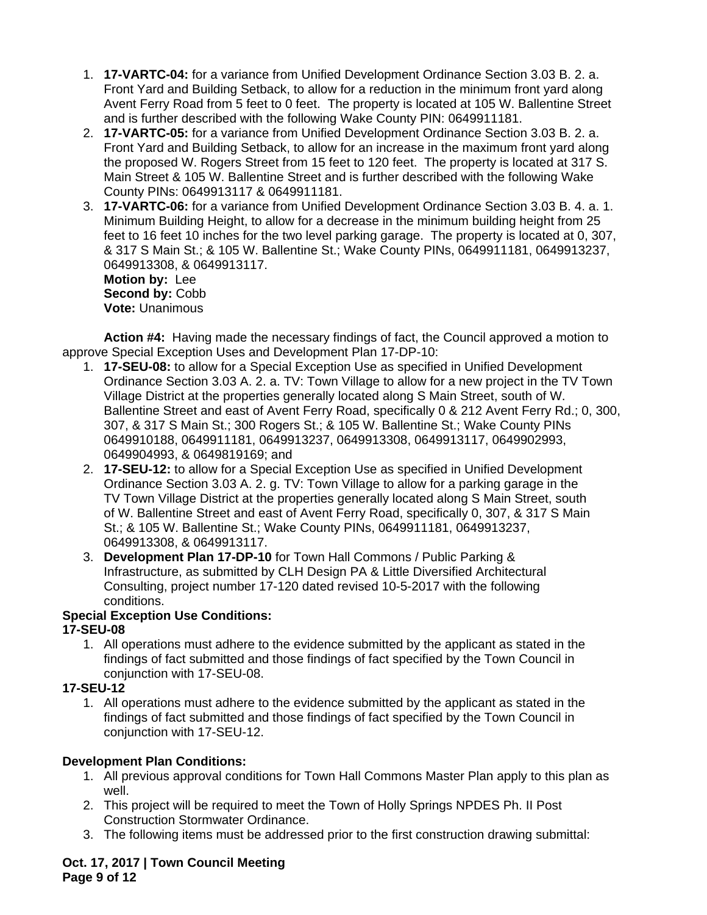1. **17-VARTC-04:** for a variance from Unified Development Ordinance Section 3.03 B. 2. a. Front Yard and Building Setback, to allow for a reduction in the minimum front yard along Avent Ferry Road from 5 feet to 0 feet. The property is located at 105 W. Ballentine Street and is further described with the following Wake County PIN: 0649911181.
2. **17-VARTC-05:** for a variance from Unified Development Ordinance Section 3.03 B. 2. a. Front Yard and Building Setback, to allow for an increase in the maximum front yard along the proposed W. Rogers Street from 15 feet to 120 feet. The property is located at 317 S. Main Street & 105 W. Ballentine Street and is further described with the following Wake County PINs: 0649913117 & 0649911181.
3. **17-VARTC-06:** for a variance from Unified Development Ordinance Section 3.03 B. 4. a. 1. Minimum Building Height, to allow for a decrease in the minimum building height from 25 feet to 16 feet 10 inches for the two level parking garage. The property is located at 0, 307, & 317 S Main St.; & 105 W. Ballentine St.; Wake County PINs, 0649911181, 0649913237, 0649913308, & 0649913117.
   **Motion by:** Lee
   **Second by:** Cobb
   **Vote:** Unanimous

**Action #4:** Having made the necessary findings of fact, the Council approved a motion to approve Special Exception Uses and Development Plan 17-DP-10:

1. **17-SEU-08:** to allow for a Special Exception Use as specified in Unified Development Ordinance Section 3.03 A. 2. a. TV: Town Village to allow for a new project in the TV Town Village District at the properties generally located along S Main Street, south of W. Ballentine Street and east of Avent Ferry Road, specifically 0 & 212 Avent Ferry Rd.; 0, 300, 307, & 317 S Main St.; 300 Rogers St.; & 105 W. Ballentine St.; Wake County PINs 0649910188, 0649911181, 0649913237, 0649913308, 0649913117, 0649902993, 0649904993, & 0649819169; and
2. **17-SEU-12:** to allow for a Special Exception Use as specified in Unified Development Ordinance Section 3.03 A. 2. g. TV: Town Village to allow for a parking garage in the TV Town Village District at the properties generally located along S Main Street, south of W. Ballentine Street and east of Avent Ferry Road, specifically 0, 307, & 317 S Main St.; & 105 W. Ballentine St.; Wake County PINs, 0649911181, 0649913237, 0649913308, & 0649913117.
3. **Development Plan 17-DP-10** for Town Hall Commons / Public Parking & Infrastructure, as submitted by CLH Design PA & Little Diversified Architectural Consulting, project number 17-120 dated revised 10-5-2017 with the following conditions.

**Special Exception Use Conditions:**

**17-SEU-08**

1. All operations must adhere to the evidence submitted by the applicant as stated in the findings of fact submitted and those findings of fact specified by the Town Council in conjunction with 17-SEU-08.

**17-SEU-12**

1. All operations must adhere to the evidence submitted by the applicant as stated in the findings of fact submitted and those findings of fact specified by the Town Council in conjunction with 17-SEU-12.

**Development Plan Conditions:**

1. All previous approval conditions for Town Hall Commons Master Plan apply to this plan as well.
2. This project will be required to meet the Town of Holly Springs NPDES Ph. II Post Construction Stormwater Ordinance.
3. The following items must be addressed prior to the first construction drawing submittal: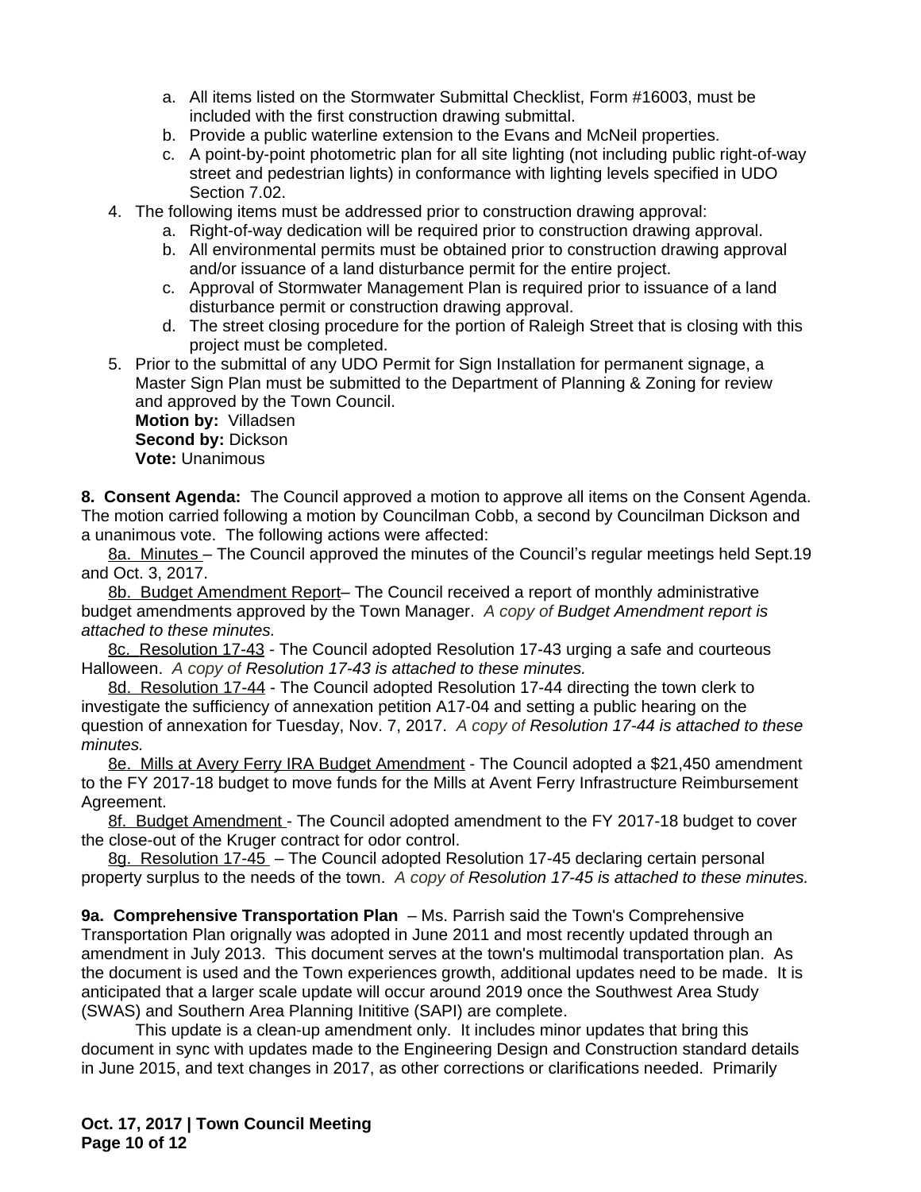a. All items listed on the Stormwater Submittal Checklist, Form #16003, must be included with the first construction drawing submittal.
   b. Provide a public waterline extension to the Evans and McNeil properties.
   c. A point-by-point photometric plan for all site lighting (not including public right-of-way street and pedestrian lights) in conformance with lighting levels specified in UDO Section 7.02.
4. The following items must be addressed prior to construction drawing approval:
   a. Right-of-way dedication will be required prior to construction drawing approval.
   b. All environmental permits must be obtained prior to construction drawing approval and/or issuance of a land disturbance permit for the entire project.
   c. Approval of Stormwater Management Plan is required prior to issuance of a land disturbance permit or construction drawing approval.
   d. The street closing procedure for the portion of Raleigh Street that is closing with this project must be completed.
5. Prior to the submittal of any UDO Permit for Sign Installation for permanent signage, a Master Sign Plan must be submitted to the Department of Planning & Zoning for review and approved by the Town Council.
   **Motion by:** Villadsen
   **Second by:** Dickson
   **Vote:** Unanimous

**8. Consent Agenda:** The Council approved a motion to approve all items on the Consent Agenda. The motion carried following a motion by Councilman Cobb, a second by Councilman Dickson and a unanimous vote. The following actions were affected:

8a. Minutes – The Council approved the minutes of the Council's regular meetings held Sept.19 and Oct. 3, 2017.

8b. Budget Amendment Report– The Council received a report of monthly administrative budget amendments approved by the Town Manager. *A copy of Budget Amendment report is attached to these minutes.*

8c. Resolution 17-43 - The Council adopted Resolution 17-43 urging a safe and courteous Halloween. *A copy of Resolution 17-43 is attached to these minutes.*

8d. Resolution 17-44 - The Council adopted Resolution 17-44 directing the town clerk to investigate the sufficiency of annexation petition A17-04 and setting a public hearing on the question of annexation for Tuesday, Nov. 7, 2017. *A copy of Resolution 17-44 is attached to these minutes.*

8e. Mills at Avery Ferry IRA Budget Amendment - The Council adopted a $21,450 amendment to the FY 2017-18 budget to move funds for the Mills at Avent Ferry Infrastructure Reimbursement Agreement.

8f. Budget Amendment - The Council adopted amendment to the FY 2017-18 budget to cover the close-out of the Kruger contract for odor control.

8g. Resolution 17-45 – The Council adopted Resolution 17-45 declaring certain personal property surplus to the needs of the town. *A copy of Resolution 17-45 is attached to these minutes.*

**9a. Comprehensive Transportation Plan** – Ms. Parrish said the Town's Comprehensive Transportation Plan orignally was adopted in June 2011 and most recently updated through an amendment in July 2013. This document serves at the town's multimodal transportation plan. As the document is used and the Town experiences growth, additional updates need to be made. It is anticipated that a larger scale update will occur around 2019 once the Southwest Area Study (SWAS) and Southern Area Planning Inititive (SAPI) are complete.

This update is a clean-up amendment only. It includes minor updates that bring this document in sync with updates made to the Engineering Design and Construction standard details in June 2015, and text changes in 2017, as other corrections or clarifications needed. Primarily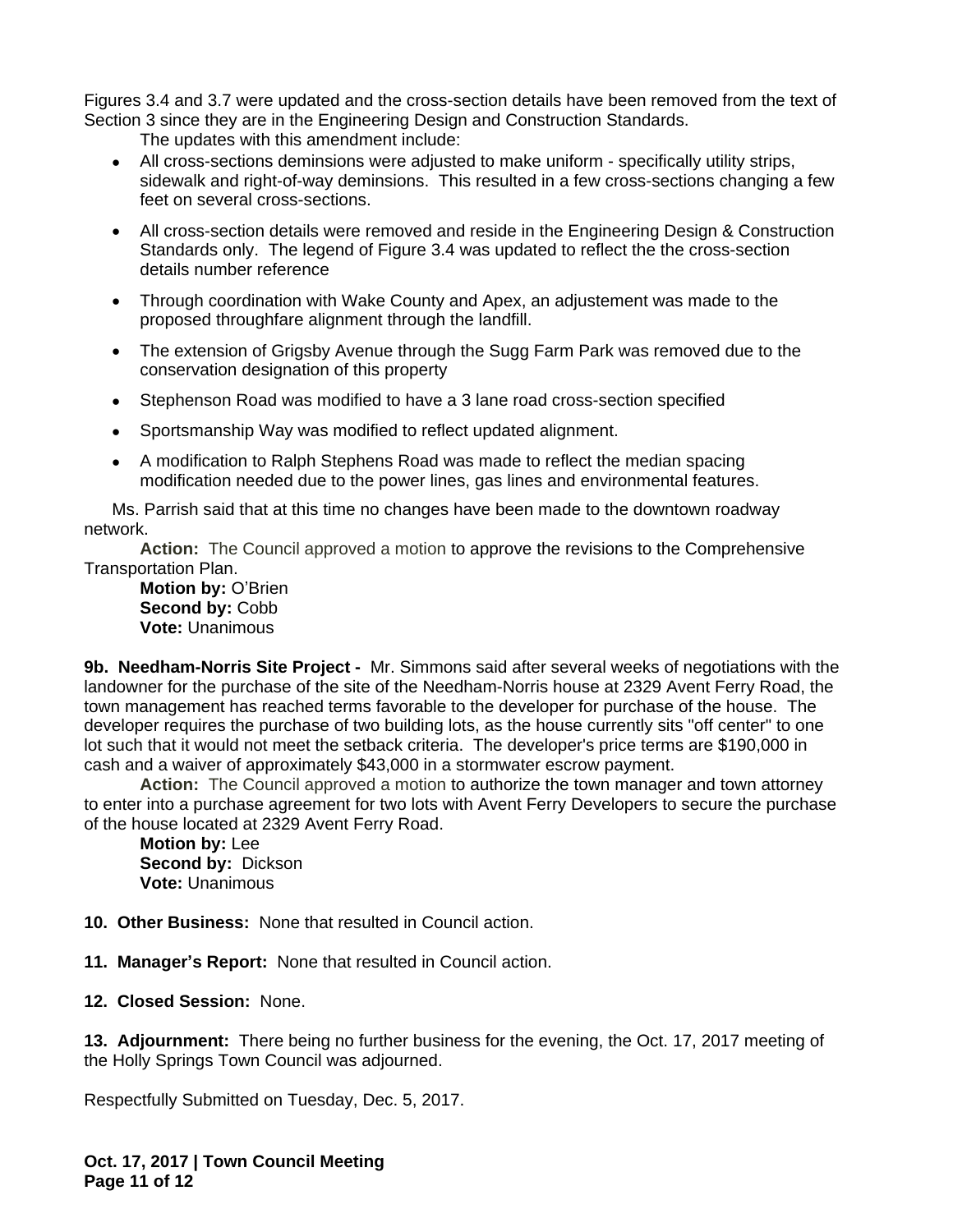Figures 3.4 and 3.7 were updated and the cross-section details have been removed from the text of Section 3 since they are in the Engineering Design and Construction Standards.

The updates with this amendment include:

- All cross-sections deminsions were adjusted to make uniform - specifically utility strips, sidewalk and right-of-way deminsions. This resulted in a few cross-sections changing a few feet on several cross-sections.
- All cross-section details were removed and reside in the Engineering Design & Construction Standards only. The legend of Figure 3.4 was updated to reflect the the cross-section details number reference
- Through coordination with Wake County and Apex, an adjustement was made to the proposed throughfare alignment through the landfill.
- The extension of Grigsby Avenue through the Sugg Farm Park was removed due to the conservation designation of this property
- Stephenson Road was modified to have a 3 lane road cross-section specified
- Sportsmanship Way was modified to reflect updated alignment.
- A modification to Ralph Stephens Road was made to reflect the median spacing modification needed due to the power lines, gas lines and environmental features.

Ms. Parrish said that at this time no changes have been made to the downtown roadway network.

**Action:** The Council approved a motion to approve the revisions to the Comprehensive Transportation Plan.

**Motion by:** O'Brien
**Second by:** Cobb
**Vote:** Unanimous

**9b. Needham-Norris Site Project -** Mr. Simmons said after several weeks of negotiations with the landowner for the purchase of the site of the Needham-Norris house at 2329 Avent Ferry Road, the town management has reached terms favorable to the developer for purchase of the house. The developer requires the purchase of two building lots, as the house currently sits "off center" to one lot such that it would not meet the setback criteria. The developer's price terms are $190,000 in cash and a waiver of approximately $43,000 in a stormwater escrow payment.

**Action:** The Council approved a motion to authorize the town manager and town attorney to enter into a purchase agreement for two lots with Avent Ferry Developers to secure the purchase of the house located at 2329 Avent Ferry Road.

**Motion by:** Lee
**Second by:** Dickson
**Vote:** Unanimous

**10. Other Business:** None that resulted in Council action.

**11. Manager's Report:** None that resulted in Council action.

**12. Closed Session:** None.

**13. Adjournment:** There being no further business for the evening, the Oct. 17, 2017 meeting of the Holly Springs Town Council was adjourned.

Respectfully Submitted on Tuesday, Dec. 5, 2017.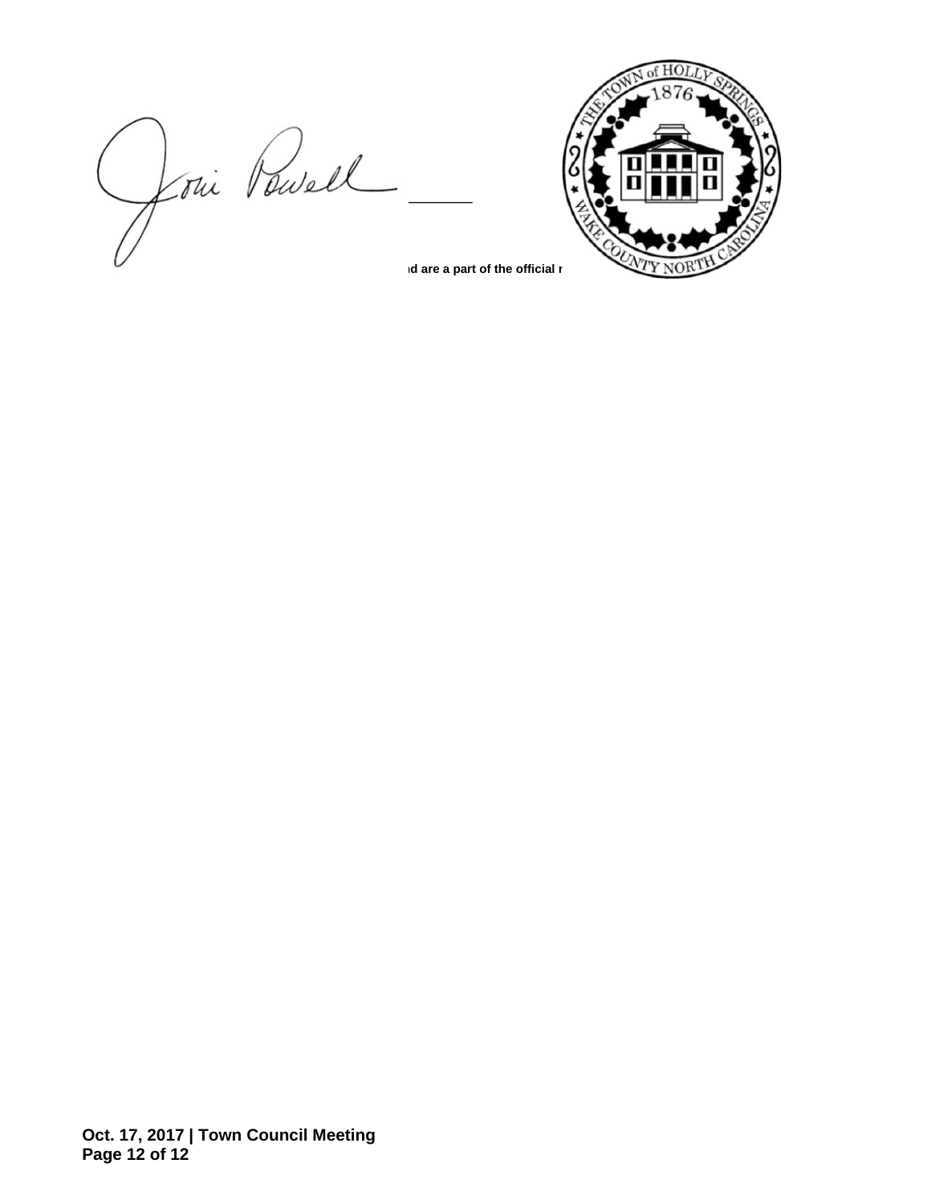Joni Powell

ıd are a part of the official r